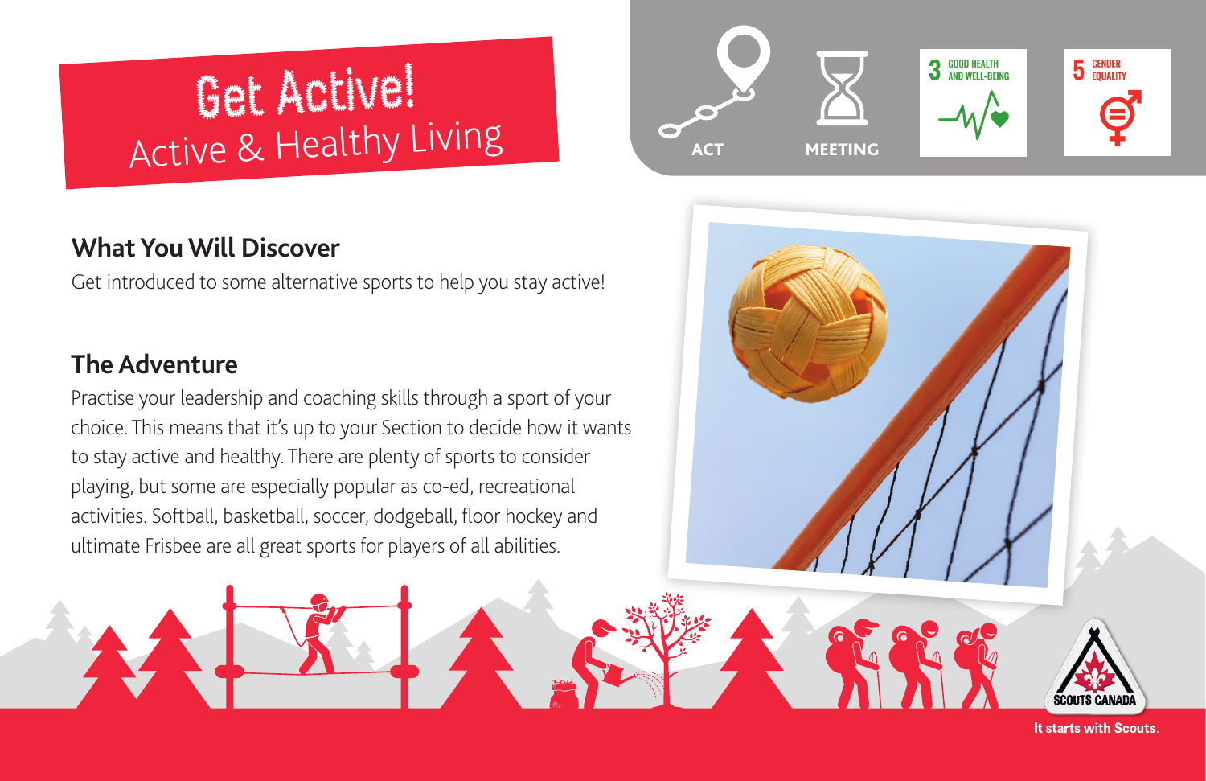# Get Active!
## Active & Healthy Living

ACT

MEETING

3 GOOD HEALTH AND WELL-BEING

5 GENDER EQUALITY

### What You Will Discover

Get introduced to some alternative sports to help you stay active!

### The Adventure

Practise your leadership and coaching skills through a sport of your choice. This means that it's up to your Section to decide how it wants to stay active and healthy. There are plenty of sports to consider playing, but some are especially popular as co-ed, recreational activities. Softball, basketball, soccer, dodgeball, floor hockey and ultimate Frisbee are all great sports for players of all abilities.

SCOUTS CANADA

It starts with Scouts.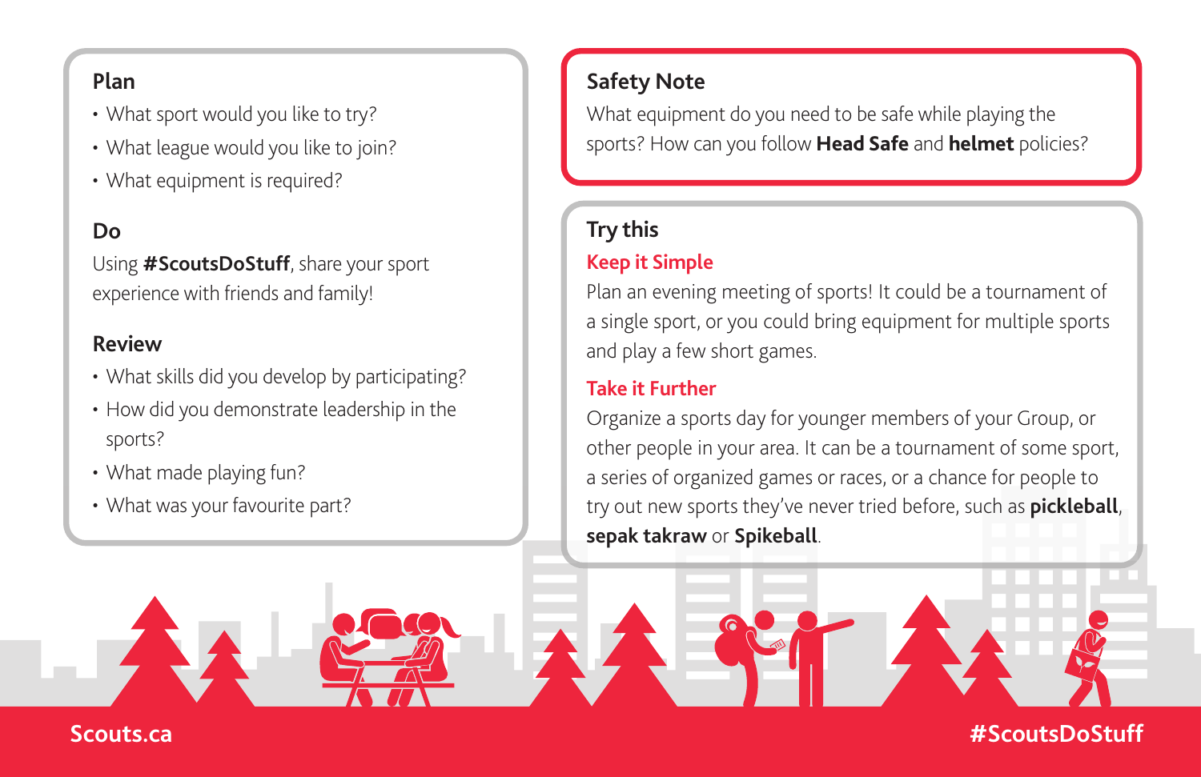## Plan

- What sport would you like to try?
- What league would you like to join?
- What equipment is required?

## Do

Using **#ScoutsDoStuff**, share your sport experience with friends and family!

## Review

- What skills did you develop by participating?
- How did you demonstrate leadership in the sports?
- What made playing fun?
- What was your favourite part?

## Safety Note

What equipment do you need to be safe while playing the sports? How can you follow **Head Safe** and **helmet** policies?

## Try this

### Keep it Simple

Plan an evening meeting of sports! It could be a tournament of a single sport, or you could bring equipment for multiple sports and play a few short games.

### Take it Further

Organize a sports day for younger members of your Group, or other people in your area. It can be a tournament of some sport, a series of organized games or races, or a chance for people to try out new sports they've never tried before, such as **pickleball**, **sepak takraw** or **Spikeball**.

Scouts.ca

#ScoutsDoStuff